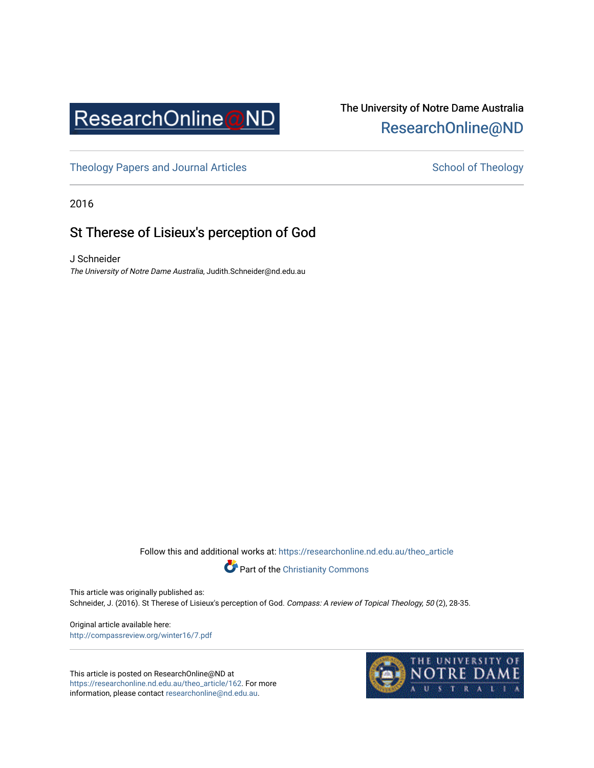ResearchOnline@ND

The University of Notre Dame Australia
ResearchOnline@ND

Theology Papers and Journal Articles

School of Theology

2016

# St Therese of Lisieux's perception of God

J Schneider
*The University of Notre Dame Australia*, Judith.Schneider@nd.edu.au

Follow this and additional works at: https://researchonline.nd.edu.au/theo_article

Part of the Christianity Commons

This article was originally published as:
Schneider, J. (2016). St Therese of Lisieux's perception of God. *Compass: A review of Topical Theology, 50* (2), 28-35.

Original article available here:
http://compassreview.org/winter16/7.pdf

This article is posted on ResearchOnline@ND at https://researchonline.nd.edu.au/theo_article/162. For more information, please contact researchonline@nd.edu.au.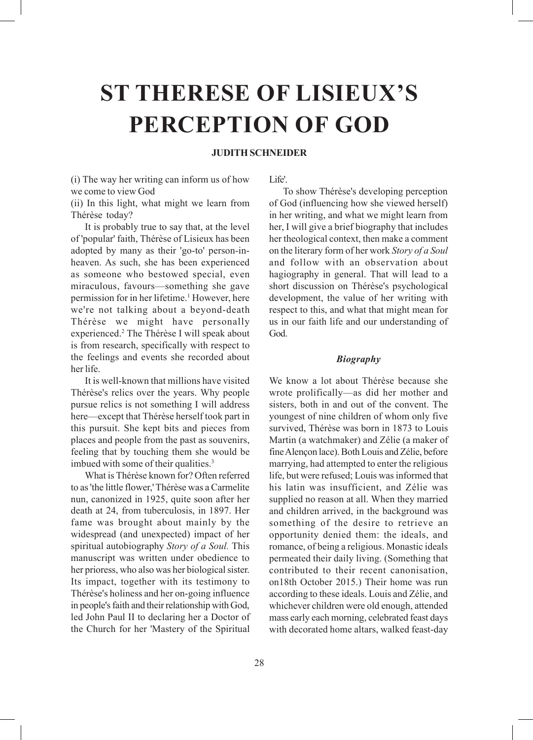# ST THERESE OF LISIEUX'S PERCEPTION OF GOD

**JUDITH SCHNEIDER**

(i) The way her writing can inform us of how we come to view God

(ii) In this light, what might we learn from Thérèse today?

It is probably true to say that, at the level of 'popular' faith, Thérèse of Lisieux has been adopted by many as their 'go-to' person-in-heaven. As such, she has been experienced as someone who bestowed special, even miraculous, favours—something she gave permission for in her lifetime.[1] However, here we're not talking about a beyond-death Thérèse we might have personally experienced.[2] The Thérèse I will speak about is from research, specifically with respect to the feelings and events she recorded about her life.

It is well-known that millions have visited Thérèse's relics over the years. Why people pursue relics is not something I will address here—except that Thérèse herself took part in this pursuit. She kept bits and pieces from places and people from the past as souvenirs, feeling that by touching them she would be imbued with some of their qualities.[3]

What is Thérèse known for? Often referred to as 'the little flower,' Thérèse was a Carmelite nun, canonized in 1925, quite soon after her death at 24, from tuberculosis, in 1897. Her fame was brought about mainly by the widespread (and unexpected) impact of her spiritual autobiography *Story of a Soul.* This manuscript was written under obedience to her prioress, who also was her biological sister. Its impact, together with its testimony to Thérèse's holiness and her on-going influence in people's faith and their relationship with God, led John Paul II to declaring her a Doctor of the Church for her 'Mastery of the Spiritual Life'.

To show Thérèse's developing perception of God (influencing how she viewed herself) in her writing, and what we might learn from her, I will give a brief biography that includes her theological context, then make a comment on the literary form of her work *Story of a Soul* and follow with an observation about hagiography in general. That will lead to a short discussion on Thérèse's psychological development, the value of her writing with respect to this, and what that might mean for us in our faith life and our understanding of God.

### *Biography*

We know a lot about Thérèse because she wrote prolifically—as did her mother and sisters, both in and out of the convent. The youngest of nine children of whom only five survived, Thérèse was born in 1873 to Louis Martin (a watchmaker) and Zélie (a maker of fine Alençon lace). Both Louis and Zélie, before marrying, had attempted to enter the religious life, but were refused; Louis was informed that his latin was insufficient, and Zélie was supplied no reason at all. When they married and children arrived, in the background was something of the desire to retrieve an opportunity denied them: the ideals, and romance, of being a religious. Monastic ideals permeated their daily living. (Something that contributed to their recent canonisation, on18th October 2015.) Their home was run according to these ideals. Louis and Zélie, and whichever children were old enough, attended mass early each morning, celebrated feast days with decorated home altars, walked feast-day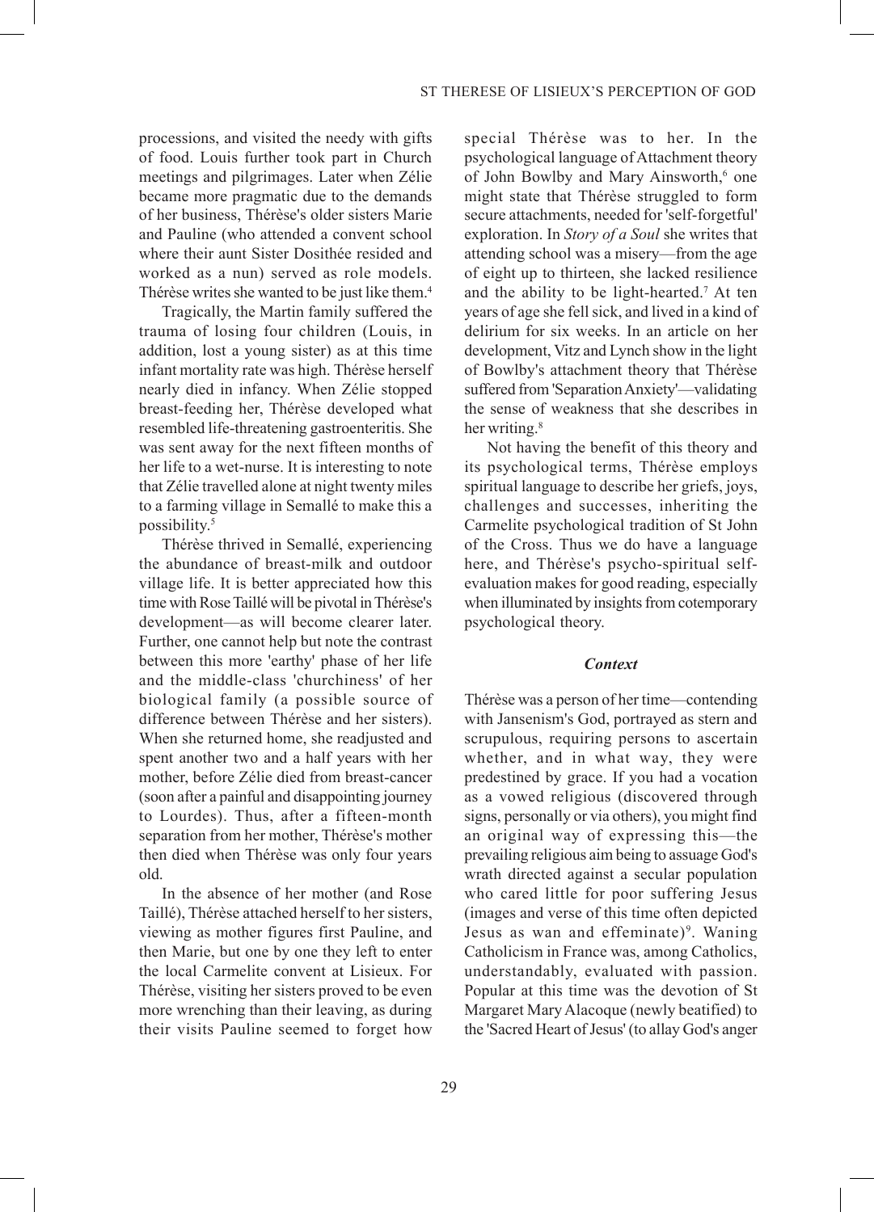processions, and visited the needy with gifts of food. Louis further took part in Church meetings and pilgrimages. Later when Zélie became more pragmatic due to the demands of her business, Thérèse's older sisters Marie and Pauline (who attended a convent school where their aunt Sister Dosithée resided and worked as a nun) served as role models. Thérèse writes she wanted to be just like them.[4]

Tragically, the Martin family suffered the trauma of losing four children (Louis, in addition, lost a young sister) as at this time infant mortality rate was high. Thérèse herself nearly died in infancy. When Zélie stopped breast-feeding her, Thérèse developed what resembled life-threatening gastroenteritis. She was sent away for the next fifteen months of her life to a wet-nurse. It is interesting to note that Zélie travelled alone at night twenty miles to a farming village in Semallé to make this a possibility.[5]

Thérèse thrived in Semallé, experiencing the abundance of breast-milk and outdoor village life. It is better appreciated how this time with Rose Taillé will be pivotal in Thérèse's development—as will become clearer later. Further, one cannot help but note the contrast between this more 'earthy' phase of her life and the middle-class 'churchiness' of her biological family (a possible source of difference between Thérèse and her sisters). When she returned home, she readjusted and spent another two and a half years with her mother, before Zélie died from breast-cancer (soon after a painful and disappointing journey to Lourdes). Thus, after a fifteen-month separation from her mother, Thérèse's mother then died when Thérèse was only four years old.

In the absence of her mother (and Rose Taillé), Thérèse attached herself to her sisters, viewing as mother figures first Pauline, and then Marie, but one by one they left to enter the local Carmelite convent at Lisieux. For Thérèse, visiting her sisters proved to be even more wrenching than their leaving, as during their visits Pauline seemed to forget how special Thérèse was to her. In the psychological language of Attachment theory of John Bowlby and Mary Ainsworth,[6] one might state that Thérèse struggled to form secure attachments, needed for 'self-forgetful' exploration. In *Story of a Soul* she writes that attending school was a misery—from the age of eight up to thirteen, she lacked resilience and the ability to be light-hearted.[7] At ten years of age she fell sick, and lived in a kind of delirium for six weeks. In an article on her development, Vitz and Lynch show in the light of Bowlby's attachment theory that Thérèse suffered from 'Separation Anxiety'—validating the sense of weakness that she describes in her writing.[8]

Not having the benefit of this theory and its psychological terms, Thérèse employs spiritual language to describe her griefs, joys, challenges and successes, inheriting the Carmelite psychological tradition of St John of the Cross. Thus we do have a language here, and Thérèse's psycho-spiritual self-evaluation makes for good reading, especially when illuminated by insights from cotemporary psychological theory.

### *Context*

Thérèse was a person of her time—contending with Jansenism's God, portrayed as stern and scrupulous, requiring persons to ascertain whether, and in what way, they were predestined by grace. If you had a vocation as a vowed religious (discovered through signs, personally or via others), you might find an original way of expressing this—the prevailing religious aim being to assuage God's wrath directed against a secular population who cared little for poor suffering Jesus (images and verse of this time often depicted Jesus as wan and effeminate)[9]. Waning Catholicism in France was, among Catholics, understandably, evaluated with passion. Popular at this time was the devotion of St Margaret Mary Alacoque (newly beatified) to the 'Sacred Heart of Jesus' (to allay God's anger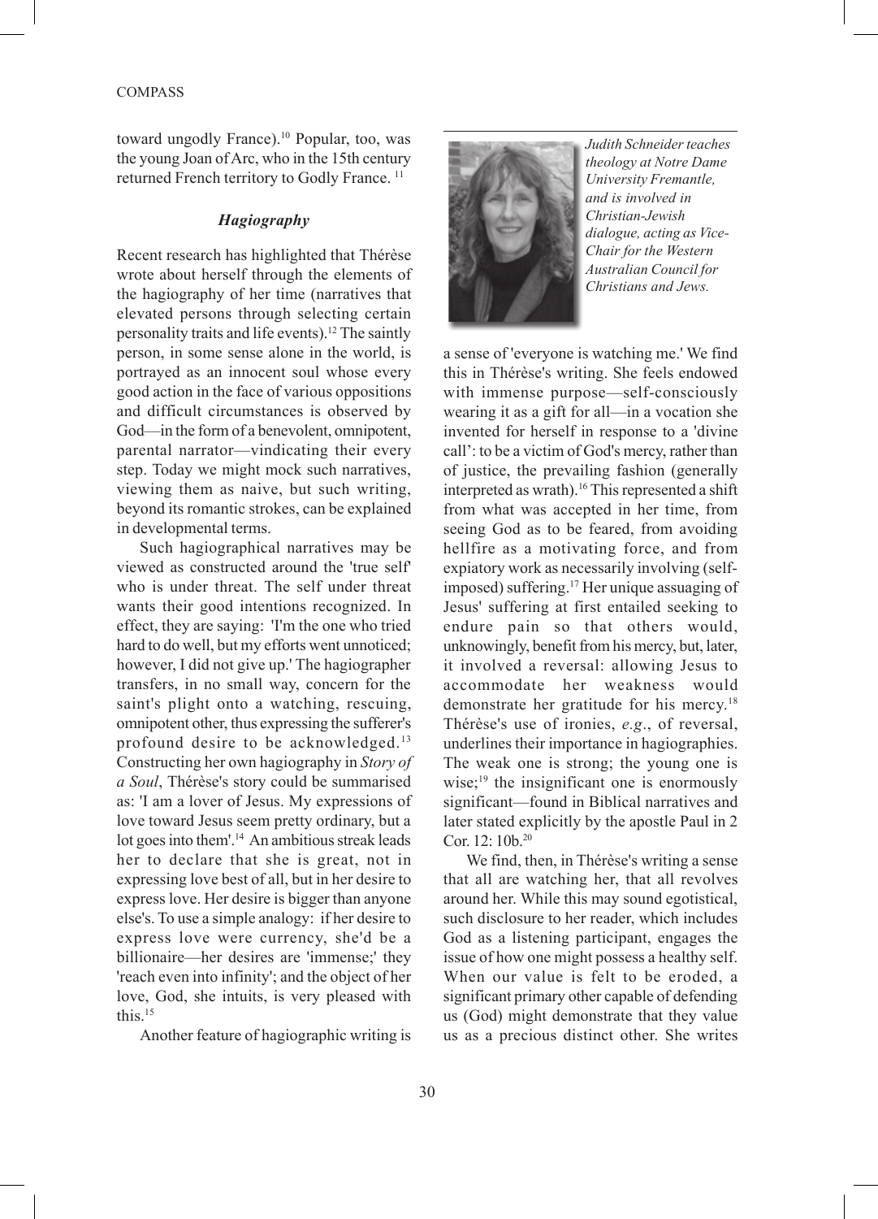toward ungodly France).[10] Popular, too, was the young Joan of Arc, who in the 15th century returned French territory to Godly France. [11]

### *Hagiography*

Recent research has highlighted that Thérèse wrote about herself through the elements of the hagiography of her time (narratives that elevated persons through selecting certain personality traits and life events).[12] The saintly person, in some sense alone in the world, is portrayed as an innocent soul whose every good action in the face of various oppositions and difficult circumstances is observed by God—in the form of a benevolent, omnipotent, parental narrator—vindicating their every step. Today we might mock such narratives, viewing them as naive, but such writing, beyond its romantic strokes, can be explained in developmental terms.

Such hagiographical narratives may be viewed as constructed around the 'true self' who is under threat. The self under threat wants their good intentions recognized. In effect, they are saying: 'I'm the one who tried hard to do well, but my efforts went unnoticed; however, I did not give up.' The hagiographer transfers, in no small way, concern for the saint's plight onto a watching, rescuing, omnipotent other, thus expressing the sufferer's profound desire to be acknowledged.[13] Constructing her own hagiography in *Story of a Soul*, Thérèse's story could be summarised as: 'I am a lover of Jesus. My expressions of love toward Jesus seem pretty ordinary, but a lot goes into them'.[14] An ambitious streak leads her to declare that she is great, not in expressing love best of all, but in her desire to express love. Her desire is bigger than anyone else's. To use a simple analogy: if her desire to express love were currency, she'd be a billionaire—her desires are 'immense;' they 'reach even into infinity'; and the object of her love, God, she intuits, is very pleased with this.[15]

Another feature of hagiographic writing is a sense of 'everyone is watching me.' We find this in Thérèse's writing. She feels endowed with immense purpose—self-consciously wearing it as a gift for all—in a vocation she invented for herself in response to a 'divine call': to be a victim of God's mercy, rather than of justice, the prevailing fashion (generally interpreted as wrath).[16] This represented a shift from what was accepted in her time, from seeing God as to be feared, from avoiding hellfire as a motivating force, and from expiatory work as necessarily involving (self-imposed) suffering.[17] Her unique assuaging of Jesus' suffering at first entailed seeking to endure pain so that others would, unknowingly, benefit from his mercy, but, later, it involved a reversal: allowing Jesus to accommodate her weakness would demonstrate her gratitude for his mercy.[18] Thérèse's use of ironies, *e.g*., of reversal, underlines their importance in hagiographies. The weak one is strong; the young one is wise;[19] the insignificant one is enormously significant—found in Biblical narratives and later stated explicitly by the apostle Paul in 2 Cor. 12: 10b.[20]

We find, then, in Thérèse's writing a sense that all are watching her, that all revolves around her. While this may sound egotistical, such disclosure to her reader, which includes God as a listening participant, engages the issue of how one might possess a healthy self. When our value is felt to be eroded, a significant primary other capable of defending us (God) might demonstrate that they value us as a precious distinct other. She writes

*Judith Schneider teaches theology at Notre Dame University Fremantle, and is involved in Christian-Jewish dialogue, acting as Vice-Chair for the Western Australian Council for Christians and Jews.*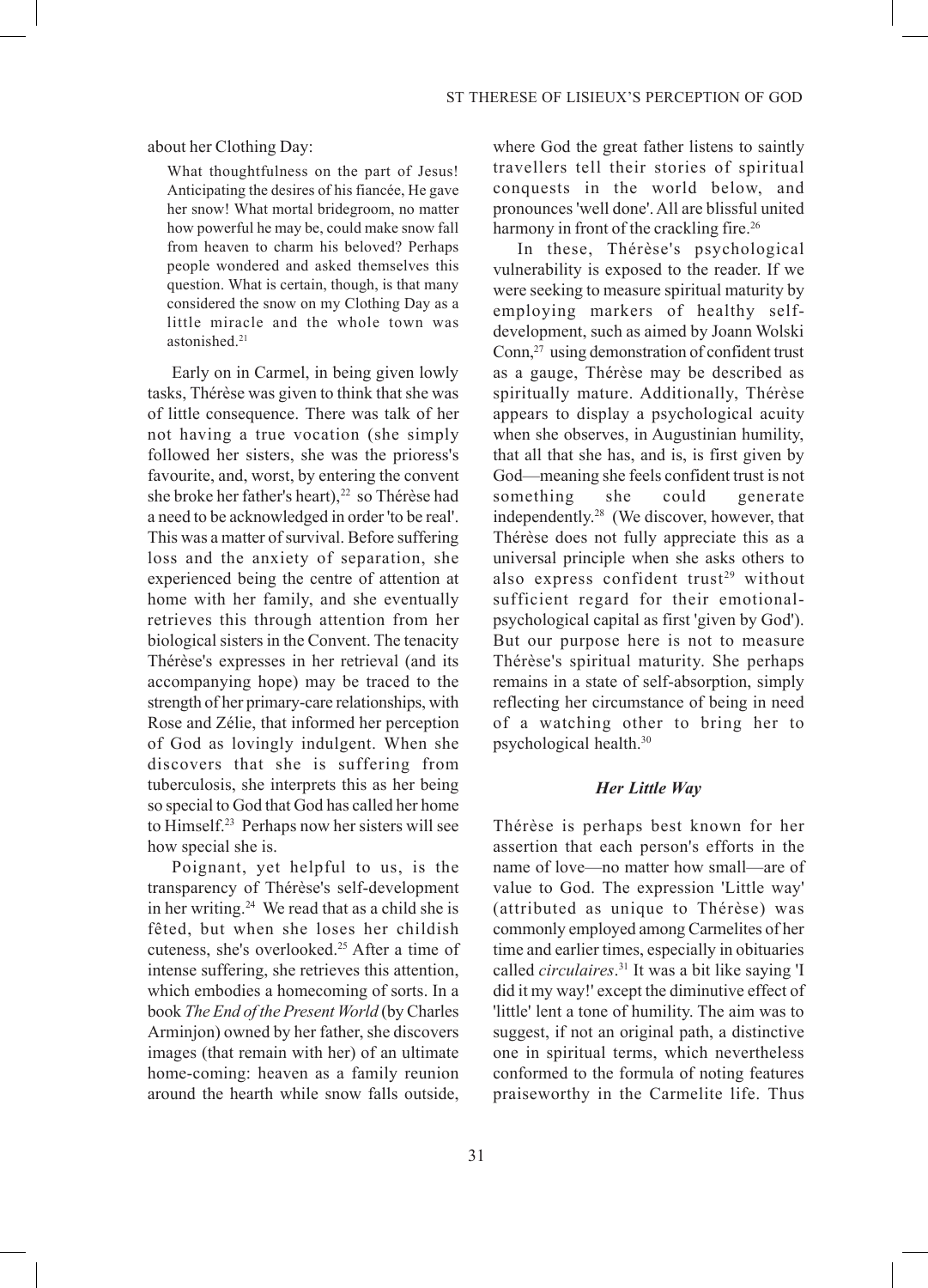about her Clothing Day:

> What thoughtfulness on the part of Jesus! Anticipating the desires of his fiancée, He gave her snow! What mortal bridegroom, no matter how powerful he may be, could make snow fall from heaven to charm his beloved? Perhaps people wondered and asked themselves this question. What is certain, though, is that many considered the snow on my Clothing Day as a little miracle and the whole town was astonished.[21]

Early on in Carmel, in being given lowly tasks, Thérèse was given to think that she was of little consequence. There was talk of her not having a true vocation (she simply followed her sisters, she was the prioress's favourite, and, worst, by entering the convent she broke her father's heart),[22] so Thérèse had a need to be acknowledged in order 'to be real'. This was a matter of survival. Before suffering loss and the anxiety of separation, she experienced being the centre of attention at home with her family, and she eventually retrieves this through attention from her biological sisters in the Convent. The tenacity Thérèse's expresses in her retrieval (and its accompanying hope) may be traced to the strength of her primary-care relationships, with Rose and Zélie, that informed her perception of God as lovingly indulgent. When she discovers that she is suffering from tuberculosis, she interprets this as her being so special to God that God has called her home to Himself.[23] Perhaps now her sisters will see how special she is.

Poignant, yet helpful to us, is the transparency of Thérèse's self-development in her writing.[24] We read that as a child she is fêted, but when she loses her childish cuteness, she's overlooked.[25] After a time of intense suffering, she retrieves this attention, which embodies a homecoming of sorts. In a book *The End of the Present World* (by Charles Arminjon) owned by her father, she discovers images (that remain with her) of an ultimate home-coming: heaven as a family reunion around the hearth while snow falls outside, where God the great father listens to saintly travellers tell their stories of spiritual conquests in the world below, and pronounces 'well done'. All are blissful united harmony in front of the crackling fire.[26]

In these, Thérèse's psychological vulnerability is exposed to the reader. If we were seeking to measure spiritual maturity by employing markers of healthy self-development, such as aimed by Joann Wolski Conn,[27] using demonstration of confident trust as a gauge, Thérèse may be described as spiritually mature. Additionally, Thérèse appears to display a psychological acuity when she observes, in Augustinian humility, that all that she has, and is, is first given by God—meaning she feels confident trust is not something she could generate independently.[28] (We discover, however, that Thérèse does not fully appreciate this as a universal principle when she asks others to also express confident trust[29] without sufficient regard for their emotional-psychological capital as first 'given by God'). But our purpose here is not to measure Thérèse's spiritual maturity. She perhaps remains in a state of self-absorption, simply reflecting her circumstance of being in need of a watching other to bring her to psychological health.[30]

### *Her Little Way*

Thérèse is perhaps best known for her assertion that each person's efforts in the name of love—no matter how small—are of value to God. The expression 'Little way' (attributed as unique to Thérèse) was commonly employed among Carmelites of her time and earlier times, especially in obituaries called *circulaires*.[31] It was a bit like saying 'I did it my way!' except the diminutive effect of 'little' lent a tone of humility. The aim was to suggest, if not an original path, a distinctive one in spiritual terms, which nevertheless conformed to the formula of noting features praiseworthy in the Carmelite life. Thus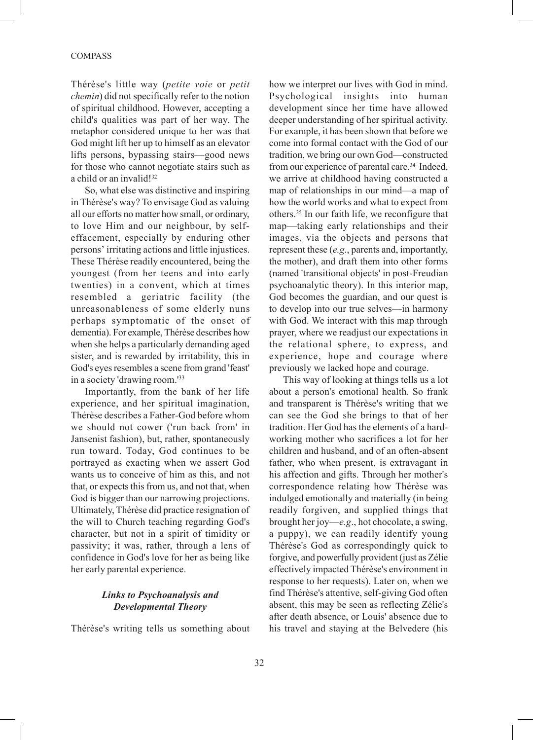Thérèse's little way (*petite voie* or *petit chemin*) did not specifically refer to the notion of spiritual childhood. However, accepting a child's qualities was part of her way. The metaphor considered unique to her was that God might lift her up to himself as an elevator lifts persons, bypassing stairs—good news for those who cannot negotiate stairs such as a child or an invalid![32]

So, what else was distinctive and inspiring in Thérèse's way? To envisage God as valuing all our efforts no matter how small, or ordinary, to love Him and our neighbour, by self-effacement, especially by enduring other persons' irritating actions and little injustices. These Thérèse readily encountered, being the youngest (from her teens and into early twenties) in a convent, which at times resembled a geriatric facility (the unreasonableness of some elderly nuns perhaps symptomatic of the onset of dementia). For example, Thérèse describes how when she helps a particularly demanding aged sister, and is rewarded by irritability, this in God's eyes resembles a scene from grand 'feast' in a society 'drawing room.'[33]

Importantly, from the bank of her life experience, and her spiritual imagination, Thérèse describes a Father-God before whom we should not cower ('run back from' in Jansenist fashion), but, rather, spontaneously run toward. Today, God continues to be portrayed as exacting when we assert God wants us to conceive of him as this, and not that, or expects this from us, and not that, when God is bigger than our narrowing projections. Ultimately, Thérèse did practice resignation of the will to Church teaching regarding God's character, but not in a spirit of timidity or passivity; it was, rather, through a lens of confidence in God's love for her as being like her early parental experience.

### *Links to Psychoanalysis and Developmental Theory*

Thérèse's writing tells us something about how we interpret our lives with God in mind. Psychological insights into human development since her time have allowed deeper understanding of her spiritual activity. For example, it has been shown that before we come into formal contact with the God of our tradition, we bring our own God—constructed from our experience of parental care.[34] Indeed, we arrive at childhood having constructed a map of relationships in our mind—a map of how the world works and what to expect from others.[35] In our faith life, we reconfigure that map—taking early relationships and their images, via the objects and persons that represent these (*e.g*., parents and, importantly, the mother), and draft them into other forms (named 'transitional objects' in post-Freudian psychoanalytic theory). In this interior map, God becomes the guardian, and our quest is to develop into our true selves—in harmony with God. We interact with this map through prayer, where we readjust our expectations in the relational sphere, to express, and experience, hope and courage where previously we lacked hope and courage.

This way of looking at things tells us a lot about a person's emotional health. So frank and transparent is Thérèse's writing that we can see the God she brings to that of her tradition. Her God has the elements of a hard-working mother who sacrifices a lot for her children and husband, and of an often-absent father, who when present, is extravagant in his affection and gifts. Through her mother's correspondence relating how Thérèse was indulged emotionally and materially (in being readily forgiven, and supplied things that brought her joy—*e.g*., hot chocolate, a swing, a puppy), we can readily identify young Thérèse's God as correspondingly quick to forgive, and powerfully provident (just as Zélie effectively impacted Thérèse's environment in response to her requests). Later on, when we find Thérèse's attentive, self-giving God often absent, this may be seen as reflecting Zélie's after death absence, or Louis' absence due to his travel and staying at the Belvedere (his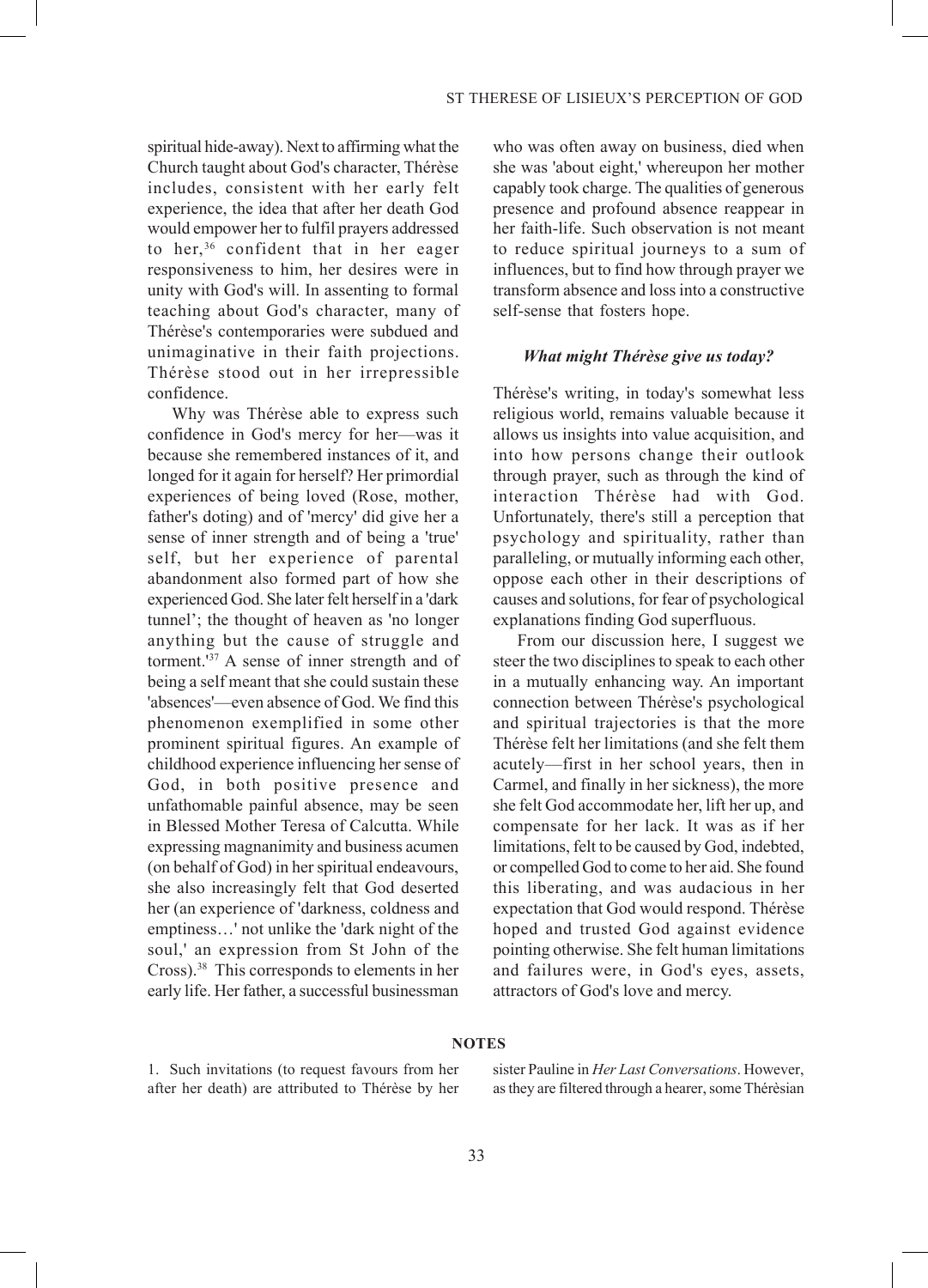spiritual hide-away). Next to affirming what the Church taught about God's character, Thérèse includes, consistent with her early felt experience, the idea that after her death God would empower her to fulfil prayers addressed to her,[36] confident that in her eager responsiveness to him, her desires were in unity with God's will. In assenting to formal teaching about God's character, many of Thérèse's contemporaries were subdued and unimaginative in their faith projections. Thérèse stood out in her irrepressible confidence.

Why was Thérèse able to express such confidence in God's mercy for her—was it because she remembered instances of it, and longed for it again for herself? Her primordial experiences of being loved (Rose, mother, father's doting) and of 'mercy' did give her a sense of inner strength and of being a 'true' self, but her experience of parental abandonment also formed part of how she experienced God. She later felt herself in a 'dark tunnel'; the thought of heaven as 'no longer anything but the cause of struggle and torment.'[37] A sense of inner strength and of being a self meant that she could sustain these 'absences'—even absence of God. We find this phenomenon exemplified in some other prominent spiritual figures. An example of childhood experience influencing her sense of God, in both positive presence and unfathomable painful absence, may be seen in Blessed Mother Teresa of Calcutta. While expressing magnanimity and business acumen (on behalf of God) in her spiritual endeavours, she also increasingly felt that God deserted her (an experience of 'darkness, coldness and emptiness…' not unlike the 'dark night of the soul,' an expression from St John of the Cross).[38] This corresponds to elements in her early life. Her father, a successful businessman who was often away on business, died when she was 'about eight,' whereupon her mother capably took charge. The qualities of generous presence and profound absence reappear in her faith-life. Such observation is not meant to reduce spiritual journeys to a sum of influences, but to find how through prayer we transform absence and loss into a constructive self-sense that fosters hope.

### *What might Thérèse give us today?*

Thérèse's writing, in today's somewhat less religious world, remains valuable because it allows us insights into value acquisition, and into how persons change their outlook through prayer, such as through the kind of interaction Thérèse had with God. Unfortunately, there's still a perception that psychology and spirituality, rather than paralleling, or mutually informing each other, oppose each other in their descriptions of causes and solutions, for fear of psychological explanations finding God superfluous.

From our discussion here, I suggest we steer the two disciplines to speak to each other in a mutually enhancing way. An important connection between Thérèse's psychological and spiritual trajectories is that the more Thérèse felt her limitations (and she felt them acutely—first in her school years, then in Carmel, and finally in her sickness), the more she felt God accommodate her, lift her up, and compensate for her lack. It was as if her limitations, felt to be caused by God, indebted, or compelled God to come to her aid. She found this liberating, and was audacious in her expectation that God would respond. Thérèse hoped and trusted God against evidence pointing otherwise. She felt human limitations and failures were, in God's eyes, assets, attractors of God's love and mercy.

## NOTES

1. Such invitations (to request favours from her after her death) are attributed to Thérèse by her sister Pauline in *Her Last Conversations*. However, as they are filtered through a hearer, some Thérèsian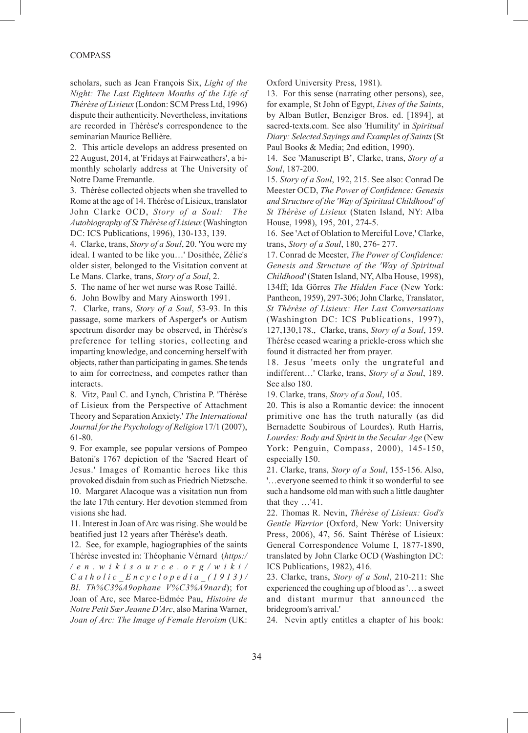scholars, such as Jean François Six, *Light of the Night: The Last Eighteen Months of the Life of Thérèse of Lisieux* (London: SCM Press Ltd, 1996) dispute their authenticity. Nevertheless, invitations are recorded in Thérèse's correspondence to the seminarian Maurice Bellière.

2. This article develops an address presented on 22 August, 2014, at 'Fridays at Fairweathers', a bi-monthly scholarly address at The University of Notre Dame Fremantle.

3. Thérèse collected objects when she travelled to Rome at the age of 14. Thérèse of Lisieux, translator John Clarke OCD, *Story of a Soul: The Autobiography of St Thérèse of Lisieux* (Washington DC: ICS Publications, 1996), 130-133, 139.

4. Clarke, trans, *Story of a Soul*, 20. 'You were my ideal. I wanted to be like you…' Dosithée, Zélie's older sister, belonged to the Visitation convent at Le Mans. Clarke, trans, *Story of a Soul*, 2.

5. The name of her wet nurse was Rose Taillé.

6. John Bowlby and Mary Ainsworth 1991.

7. Clarke, trans, *Story of a Soul*, 53-93. In this passage, some markers of Asperger's or Autism spectrum disorder may be observed, in Thérèse's preference for telling stories, collecting and imparting knowledge, and concerning herself with objects, rather than participating in games. She tends to aim for correctness, and competes rather than interacts.

8. Vitz, Paul C. and Lynch, Christina P. 'Thérèse of Lisieux from the Perspective of Attachment Theory and Separation Anxiety.' *The International Journal for the Psychology of Religion* 17/1 (2007), 61-80.

9. For example, see popular versions of Pompeo Batoni's 1767 depiction of the 'Sacred Heart of Jesus.' Images of Romantic heroes like this provoked disdain from such as Friedrich Nietzsche.

10. Margaret Alacoque was a visitation nun from the late 17th century. Her devotion stemmed from visions she had.

11. Interest in Joan of Arc was rising. She would be beatified just 12 years after Thérèse's death.

12. See, for example, hagiographies of the saints Thérèse invested in: Théophanie Vérnard (*https://en.wikisource.org/wiki/Catholic_Encyclopedia_(1913)/Bl._Th%C3%A9ophane_V%C3%A9nard*); for Joan of Arc, see Maree-Edmée Pau, *Histoire de Notre Petit Sœr Jeanne D'Arc*, also Marina Warner, *Joan of Arc: The Image of Female Heroism* (UK: Oxford University Press, 1981).

13. For this sense (narrating other persons), see, for example, St John of Egypt, *Lives of the Saints*, by Alban Butler, Benziger Bros. ed. [1894], at sacred-texts.com. See also 'Humility' in *Spiritual Diary: Selected Sayings and Examples of Saints* (St Paul Books & Media; 2nd edition, 1990).

14. See 'Manuscript B', Clarke, trans, *Story of a Soul*, 187-200.

15. *Story of a Soul*, 192, 215. See also: Conrad De Meester OCD, *The Power of Confidence: Genesis and Structure of the 'Way of Spiritual Childhood' of St Thérèse of Lisieux* (Staten Island, NY: Alba House, 1998), 195, 201, 274-5.

16. See 'Act of Oblation to Merciful Love,' Clarke, trans, *Story of a Soul*, 180, 276- 277.

17. Conrad de Meester, *The Power of Confidence: Genesis and Structure of the 'Way of Spiritual Childhood'* (Staten Island, NY, Alba House, 1998), 134ff; Ida Görres *The Hidden Face* (New York: Pantheon, 1959), 297-306; John Clarke, Translator, *St Thérèse of Lisieux: Her Last Conversations* (Washington DC: ICS Publications, 1997), 127,130,178., Clarke, trans, *Story of a Soul*, 159. Thérèse ceased wearing a prickle-cross which she found it distracted her from prayer.

18. Jesus 'meets only the ungrateful and indifferent…' Clarke, trans, *Story of a Soul*, 189. See also 180.

19. Clarke, trans, *Story of a Soul*, 105.

20. This is also a Romantic device: the innocent primitive one has the truth naturally (as did Bernadette Soubirous of Lourdes). Ruth Harris, *Lourdes: Body and Spirit in the Secular Age* (New York: Penguin, Compass, 2000), 145-150, especially 150.

21. Clarke, trans, *Story of a Soul*, 155-156. Also, '…everyone seemed to think it so wonderful to see such a handsome old man with such a little daughter that they …'41.

22. Thomas R. Nevin, *Thérèse of Lisieux: God's Gentle Warrior* (Oxford, New York: University Press, 2006), 47, 56. Saint Thérèse of Lisieux: General Correspondence Volume I, 1877-1890, translated by John Clarke OCD (Washington DC: ICS Publications, 1982), 416.

23. Clarke, trans, *Story of a Soul*, 210-211: She experienced the coughing up of blood as '… a sweet and distant murmur that announced the bridegroom's arrival.'

24. Nevin aptly entitles a chapter of his book: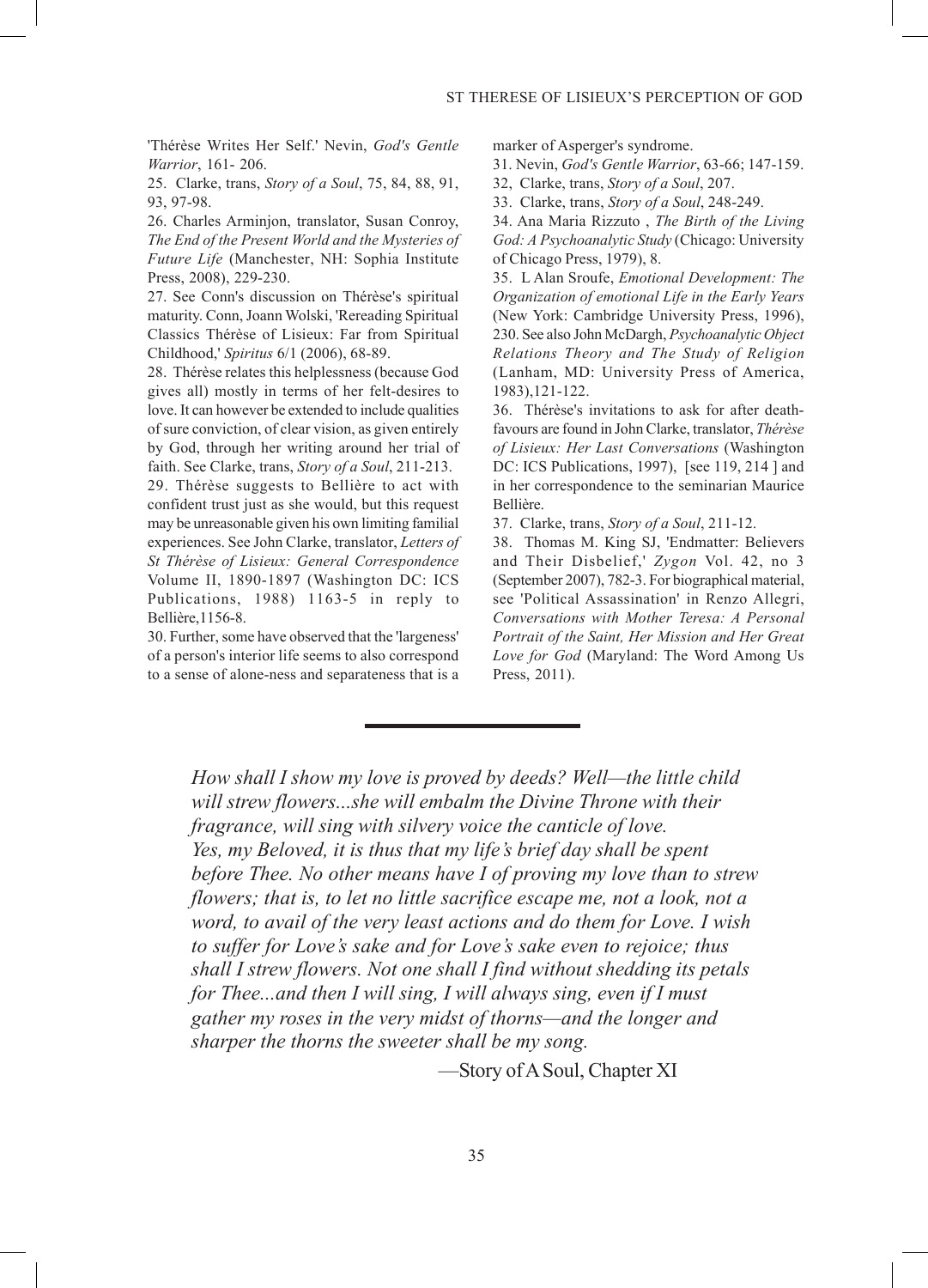'Thérèse Writes Her Self.' Nevin, *God's Gentle Warrior*, 161- 206.

25. Clarke, trans, *Story of a Soul*, 75, 84, 88, 91, 93, 97-98.

26. Charles Arminjon, translator, Susan Conroy, *The End of the Present World and the Mysteries of Future Life* (Manchester, NH: Sophia Institute Press, 2008), 229-230.

27. See Conn's discussion on Thérèse's spiritual maturity. Conn, Joann Wolski, 'Rereading Spiritual Classics Thérèse of Lisieux: Far from Spiritual Childhood,' *Spiritus* 6/1 (2006), 68-89.

28. Thérèse relates this helplessness (because God gives all) mostly in terms of her felt-desires to love. It can however be extended to include qualities of sure conviction, of clear vision, as given entirely by God, through her writing around her trial of faith. See Clarke, trans, *Story of a Soul*, 211-213.

29. Thérèse suggests to Bellière to act with confident trust just as she would, but this request may be unreasonable given his own limiting familial experiences. See John Clarke, translator, *Letters of St Thérèse of Lisieux: General Correspondence* Volume II, 1890-1897 (Washington DC: ICS Publications, 1988) 1163-5 in reply to Bellière,1156-8.

30. Further, some have observed that the 'largeness' of a person's interior life seems to also correspond to a sense of alone-ness and separateness that is a marker of Asperger's syndrome.

31. Nevin, *God's Gentle Warrior*, 63-66; 147-159.

32, Clarke, trans, *Story of a Soul*, 207.

33. Clarke, trans, *Story of a Soul*, 248-249.

34. Ana Maria Rizzuto , *The Birth of the Living God: A Psychoanalytic Study* (Chicago: University of Chicago Press, 1979), 8.

35. L Alan Sroufe, *Emotional Development: The Organization of emotional Life in the Early Years* (New York: Cambridge University Press, 1996), 230. See also John McDargh, *Psychoanalytic Object Relations Theory and The Study of Religion* (Lanham, MD: University Press of America, 1983),121-122.

36. Thérèse's invitations to ask for after death-favours are found in John Clarke, translator, *Thérèse of Lisieux: Her Last Conversations* (Washington DC: ICS Publications, 1997), [see 119, 214 ] and in her correspondence to the seminarian Maurice Bellière.

37. Clarke, trans, *Story of a Soul*, 211-12.

38. Thomas M. King SJ, 'Endmatter: Believers and Their Disbelief,' *Zygon* Vol. 42, no 3 (September 2007), 782-3. For biographical material, see 'Political Assassination' in Renzo Allegri, *Conversations with Mother Teresa: A Personal Portrait of the Saint, Her Mission and Her Great Love for God* (Maryland: The Word Among Us Press, 2011).

---

*How shall I show my love is proved by deeds? Well—the little child will strew flowers...she will embalm the Divine Throne with their fragrance, will sing with silvery voice the canticle of love. Yes, my Beloved, it is thus that my life's brief day shall be spent before Thee. No other means have I of proving my love than to strew flowers; that is, to let no little sacrifice escape me, not a look, not a word, to avail of the very least actions and do them for Love. I wish to suffer for Love's sake and for Love's sake even to rejoice; thus shall I strew flowers. Not one shall I find without shedding its petals for Thee...and then I will sing, I will always sing, even if I must gather my roses in the very midst of thorns—and the longer and sharper the thorns the sweeter shall be my song.*

—Story of A Soul, Chapter XI